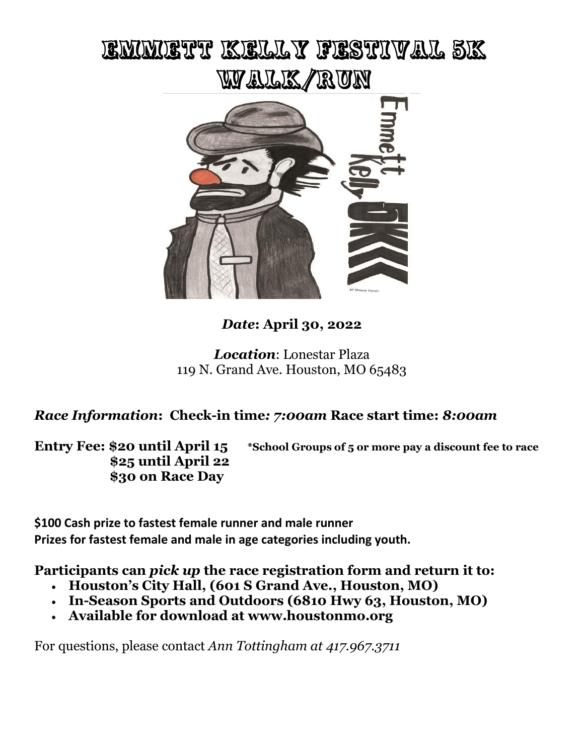# EMMETT KELLY FESTIVAL 5K WALK/RUN

***Date*: April 30, 2022**

***Location***: Lonestar Plaza
119 N. Grand Ave. Houston, MO 65483

***Race Information*: Check-in time*: 7:00am* Race start time: *8:00am***

**Entry Fee: $20 until April 15**
**$25 until April 22**
**$30 on Race Day**

***School Groups of 5 or more pay a discount fee to race**

**$100 Cash prize to fastest female runner and male runner**
**Prizes for fastest female and male in age categories including youth.**

**Participants can *pick up* the race registration form and return it to:**

- **Houston's City Hall, (601 S Grand Ave., Houston, MO)**
- **In-Season Sports and Outdoors (6810 Hwy 63, Houston, MO)**
- **Available for download at www.houstonmo.org**

For questions, please contact *Ann Tottingham at 417.967.3711*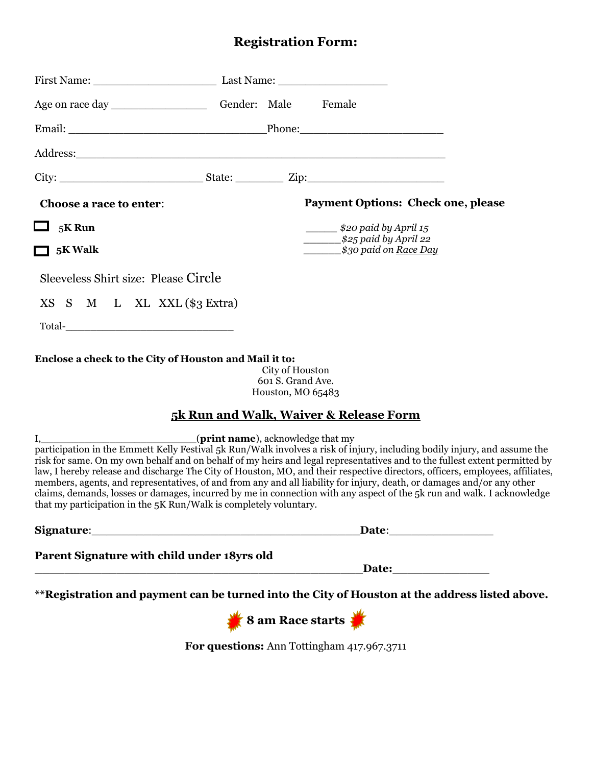# Registration Form:

First Name: ____________________ Last Name: __________________

Age on race day ________________ Gender: Male Female

Email: _______________________________Phone:______________________

Address:_____________________________________________________________

City: ______________________ State: ________ Zip:______________________

**Choose a race to enter**:

☐ **5K Run**

☐ **5K Walk**

**Payment Options: Check one, please**

______ *$20 paid by April 15*
______ *$25 paid by April 22*
______ *$30 paid on Race Day*

Sleeveless Shirt size: Please Circle

XS S M L XL XXL ($3 Extra)

Total-___________________________

**Enclose a check to the City of Houston and Mail it to:**

City of Houston
601 S. Grand Ave.
Houston, MO 65483

## 5k Run and Walk, Waiver & Release Form

I,_________________________(**print name**), acknowledge that my participation in the Emmett Kelly Festival 5k Run/Walk involves a risk of injury, including bodily injury, and assume the risk for same. On my own behalf and on behalf of my heirs and legal representatives and to the fullest extent permitted by law, I hereby release and discharge The City of Houston, MO, and their respective directors, officers, employees, affiliates, members, agents, and representatives, of and from any and all liability for injury, death, or damages and/or any other claims, demands, losses or damages, incurred by me in connection with any aspect of the 5k run and walk. I acknowledge that my participation in the 5K Run/Walk is completely voluntary.

**Signature**:__________________________________________**Date**:________________

**Parent Signature with child under 18yrs old**
__________________________________________________**Date:**_______________

**\*\*Registration and payment can be turned into the City of Houston at the address listed above.**

**8 am Race starts**

**For questions:** Ann Tottingham 417.967.3711